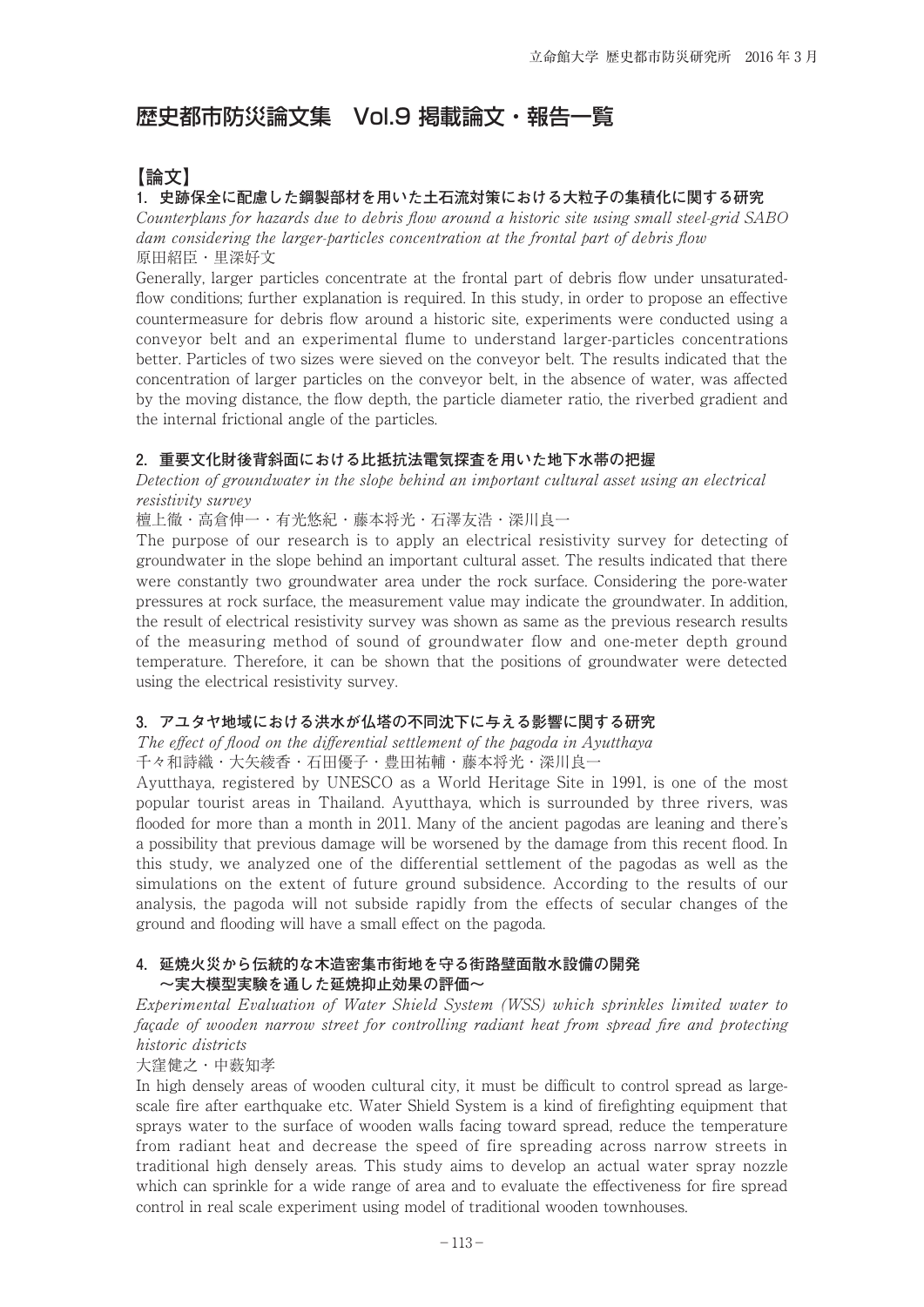# 歴史都市防災論文集　Vol.9 掲載論文・報告一覧

## 【論文】

### 1. 史跡保全に配慮した鋼製部材を用いた土石流対策における大粒子の集積化に関する研究

*Counterplans for hazards due to debris flow around a historic site using small steel-grid SABO dam considering the larger-particles concentration at the frontal part of debris flow*

原田紹臣・里深好文

Generally, larger particles concentrate at the frontal part of debris flow under unsaturated-flow conditions; further explanation is required. In this study, in order to propose an effective countermeasure for debris flow around a historic site, experiments were conducted using a conveyor belt and an experimental flume to understand larger-particles concentrations better. Particles of two sizes were sieved on the conveyor belt. The results indicated that the concentration of larger particles on the conveyor belt, in the absence of water, was affected by the moving distance, the flow depth, the particle diameter ratio, the riverbed gradient and the internal frictional angle of the particles.

### 2. 重要文化財後背斜面における比抵抗法電気探査を用いた地下水帯の把握

*Detection of groundwater in the slope behind an important cultural asset using an electrical resistivity survey*

檀上徹・高倉伸一・有光悠紀・藤本将光・石澤友浩・深川良一

The purpose of our research is to apply an electrical resistivity survey for detecting of groundwater in the slope behind an important cultural asset. The results indicated that there were constantly two groundwater area under the rock surface. Considering the pore-water pressures at rock surface, the measurement value may indicate the groundwater. In addition, the result of electrical resistivity survey was shown as same as the previous research results of the measuring method of sound of groundwater flow and one-meter depth ground temperature. Therefore, it can be shown that the positions of groundwater were detected using the electrical resistivity survey.

### 3. アユタヤ地域における洪水が仏塔の不同沈下に与える影響に関する研究

*The effect of flood on the differential settlement of the pagoda in Ayutthaya*

千々和詩織・大矢綾香・石田優子・豊田祐輔・藤本将光・深川良一

Ayutthaya, registered by UNESCO as a World Heritage Site in 1991, is one of the most popular tourist areas in Thailand. Ayutthaya, which is surrounded by three rivers, was flooded for more than a month in 2011. Many of the ancient pagodas are leaning and there's a possibility that previous damage will be worsened by the damage from this recent flood. In this study, we analyzed one of the differential settlement of the pagodas as well as the simulations on the extent of future ground subsidence. According to the results of our analysis, the pagoda will not subside rapidly from the effects of secular changes of the ground and flooding will have a small effect on the pagoda.

### 4. 延焼火災から伝統的な木造密集市街地を守る街路壁面散水設備の開発　～実大模型実験を通した延焼抑止効果の評価～

*Experimental Evaluation of Water Shield System (WSS) which sprinkles limited water to façade of wooden narrow street for controlling radiant heat from spread fire and protecting historic districts*

大窪健之・中嶽知孝

In high densely areas of wooden cultural city, it must be difficult to control spread as large-scale fire after earthquake etc. Water Shield System is a kind of firefighting equipment that sprays water to the surface of wooden walls facing toward spread, reduce the temperature from radiant heat and decrease the speed of fire spreading across narrow streets in traditional high densely areas. This study aims to develop an actual water spray nozzle which can sprinkle for a wide range of area and to evaluate the effectiveness for fire spread control in real scale experiment using model of traditional wooden townhouses.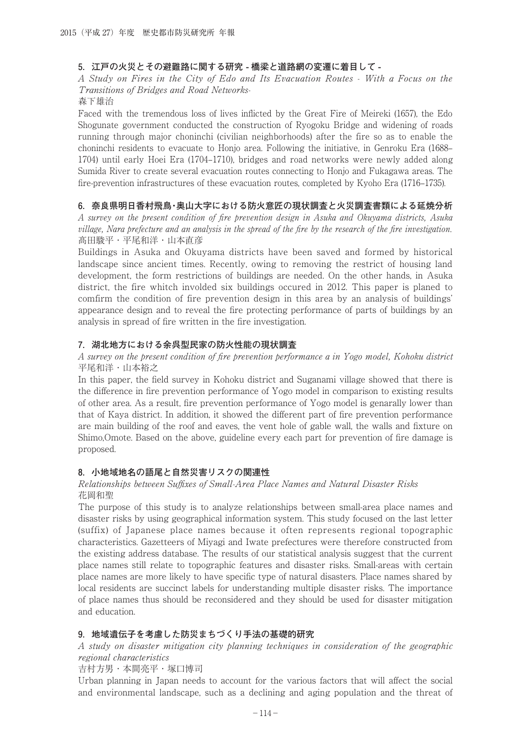### 5. 江戸の火災とその避難路に関する研究 - 橋梁と道路網の変遷に着目して -

*A Study on Fires in the City of Edo and Its Evacuation Routes - With a Focus on the Transitions of Bridges and Road Networks-*

森下雄治

Faced with the tremendous loss of lives inflicted by the Great Fire of Meireki (1657), the Edo Shogunate government conducted the construction of Ryogoku Bridge and widening of roads running through major choninchi (civilian neighborhoods) after the fire so as to enable the choninchi residents to evacuate to Honjo area. Following the initiative, in Genroku Era (1688–1704) until early Hoei Era (1704–1710), bridges and road networks were newly added along Sumida River to create several evacuation routes connecting to Honjo and Fukagawa areas. The fire-prevention infrastructures of these evacuation routes, completed by Kyoho Era (1716–1735).

### 6. 奈良県明日香村飛鳥・奥山大字における防火意匠の現状調査と火災調査書類による延焼分析

*A survey on the present condition of fire prevention design in Asuka and Okuyama districts, Asuka village, Nara prefecture and an analysis in the spread of the fire by the research of the fire investigation.*

髙田駿平・平尾和洋・山本直彦

Buildings in Asuka and Okuyama districts have been saved and formed by historical landscape since ancient times. Recently, owing to removing the restrict of housing land development, the form restrictions of buildings are needed. On the other hands, in Asuka district, the fire whitch involded six buildings occured in 2012. This paper is planed to comfirm the condition of fire prevention design in this area by an analysis of buildings' appearance design and to reveal the fire protecting performance of parts of buildings by an analysis in spread of fire written in the fire investigation.

### 7. 湖北地方における余呉型民家の防火性能の現状調査

*A survey on the present condition of fire prevention performance a in Yogo model, Kohoku district*

平尾和洋・山本裕之

In this paper, the field survey in Kohoku district and Suganami village showed that there is the difference in fire prevention performance of Yogo model in comparison to existing results of other area. As a result, fire prevention performance of Yogo model is genarally lower than that of Kaya district. In addition, it showed the different part of fire prevention performance are main building of the roof and eaves, the vent hole of gable wall, the walls and fixture on Shimo,Omote. Based on the above, guideline every each part for prevention of fire damage is proposed.

### 8. 小地域地名の語尾と自然災害リスクの関連性

*Relationships between Suffixes of Small-Area Place Names and Natural Disaster Risks*

花岡和聖

The purpose of this study is to analyze relationships between small-area place names and disaster risks by using geographical information system. This study focused on the last letter (suffix) of Japanese place names because it often represents regional topographic characteristics. Gazetteers of Miyagi and Iwate prefectures were therefore constructed from the existing address database. The results of our statistical analysis suggest that the current place names still relate to topographic features and disaster risks. Small-areas with certain place names are more likely to have specific type of natural disasters. Place names shared by local residents are succinct labels for understanding multiple disaster risks. The importance of place names thus should be reconsidered and they should be used for disaster mitigation and education.

### 9. 地域遺伝子を考慮した防災まちづくり手法の基礎的研究

*A study on disaster mitigation city planning techniques in consideration of the geographic regional characteristics*

吉村方男・本間亮平・塚口博司

Urban planning in Japan needs to account for the various factors that will affect the social and environmental landscape, such as a declining and aging population and the threat of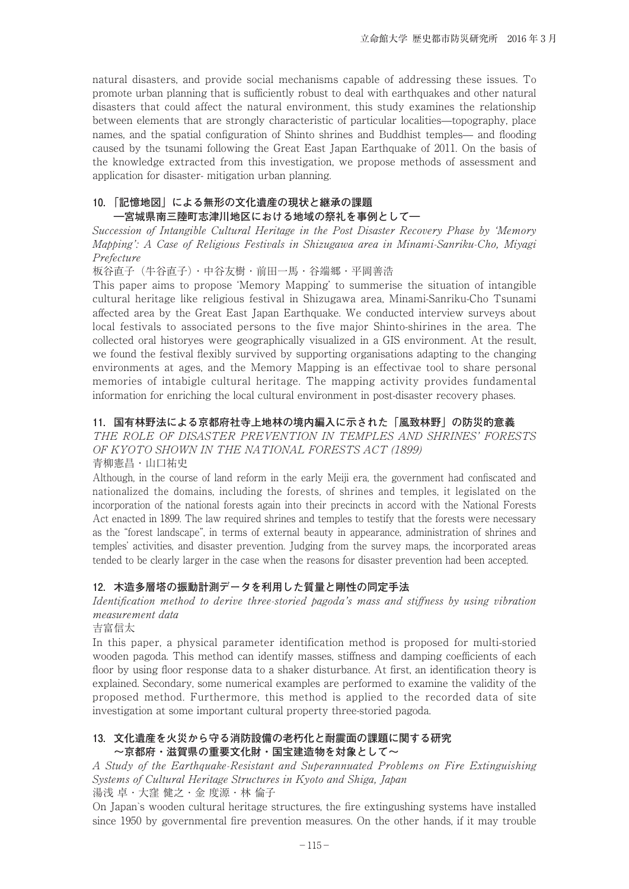natural disasters, and provide social mechanisms capable of addressing these issues. To promote urban planning that is sufficiently robust to deal with earthquakes and other natural disasters that could affect the natural environment, this study examines the relationship between elements that are strongly characteristic of particular localities—topography, place names, and the spatial configuration of Shinto shrines and Buddhist temples— and flooding caused by the tsunami following the Great East Japan Earthquake of 2011. On the basis of the knowledge extracted from this investigation, we propose methods of assessment and application for disaster- mitigation urban planning.

### 10.「記憶地図」による無形の文化遺産の現状と継承の課題 ―宮城県南三陸町志津川地区における地域の祭礼を事例として―

*Succession of Intangible Cultural Heritage in the Post Disaster Recovery Phase by 'Memory Mapping': A Case of Religious Festivals in Shizugawa area in Minami-Sanriku-Cho, Miyagi Prefecture*

板谷直子（牛谷直子）・中谷友樹・前田一馬・谷端郷・平岡善浩

This paper aims to propose 'Memory Mapping' to summerise the situation of intangible cultural heritage like religious festival in Shizugawa area, Minami-Sanriku-Cho Tsunami affected area by the Great East Japan Earthquake. We conducted interview surveys about local festivals to associated persons to the five major Shinto-shirines in the area. The collected oral historyes were geographically visualized in a GIS environment. At the result, we found the festival flexibly survived by supporting organisations adapting to the changing environments at ages, and the Memory Mapping is an effectivae tool to share personal memories of intabigle cultural heritage. The mapping activity provides fundamental information for enriching the local cultural environment in post-disaster recovery phases.

### 11. 国有林野法による京都府社寺上地林の境内編入に示された「風致林野」の防災的意義

*THE ROLE OF DISASTER PREVENTION IN TEMPLES AND SHRINES' FORESTS OF KYOTO SHOWN IN THE NATIONAL FORESTS ACT (1899)*

青柳憲昌・山口祐史

Although, in the course of land reform in the early Meiji era, the government had confiscated and nationalized the domains, including the forests, of shrines and temples, it legislated on the incorporation of the national forests again into their precincts in accord with the National Forests Act enacted in 1899. The law required shrines and temples to testify that the forests were necessary as the "forest landscape", in terms of external beauty in appearance, administration of shrines and temples' activities, and disaster prevention. Judging from the survey maps, the incorporated areas tended to be clearly larger in the case when the reasons for disaster prevention had been accepted.

### 12. 木造多層塔の振動計測データを利用した質量と剛性の同定手法

*Identification method to derive three-storied pagoda's mass and stiffness by using vibration measurement data*

吉富信太

In this paper, a physical parameter identification method is proposed for multi-storied wooden pagoda. This method can identify masses, stiffness and damping coefficients of each floor by using floor response data to a shaker disturbance. At first, an identification theory is explained. Secondary, some numerical examples are performed to examine the validity of the proposed method. Furthermore, this method is applied to the recorded data of site investigation at some important cultural property three-storied pagoda.

### 13. 文化遺産を火災から守る消防設備の老朽化と耐震面の課題に関する研究 ～京都府・滋賀県の重要文化財・国宝建造物を対象として～

*A Study of the Earthquake-Resistant and Superannuated Problems on Fire Extinguishing Systems of Cultural Heritage Structures in Kyoto and Shiga, Japan*

湯浅 卓・大窪 健之・金 度源・林 倫子

On Japan's wooden cultural heritage structures, the fire extingushing systems have installed since 1950 by governmental fire prevention measures. On the other hands, if it may trouble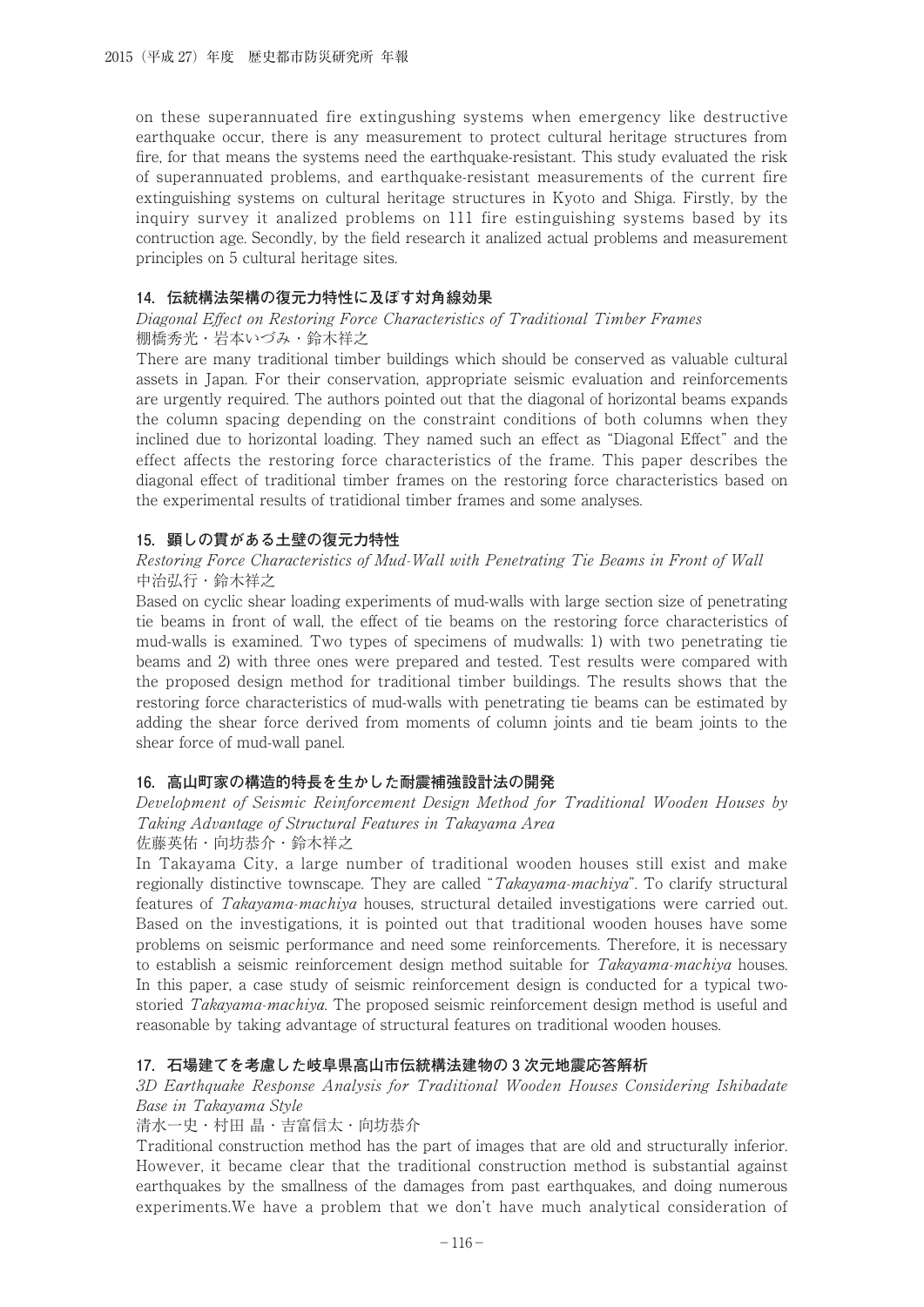on these superannuated fire extingushing systems when emergency like destructive earthquake occur, there is any measurement to protect cultural heritage structures from fire, for that means the systems need the earthquake-resistant. This study evaluated the risk of superannuated problems, and earthquake-resistant measurements of the current fire extinguishing systems on cultural heritage structures in Kyoto and Shiga. Firstly, by the inquiry survey it analized problems on 111 fire estinguishing systems based by its contruction age. Secondly, by the field research it analized actual problems and measurement principles on 5 cultural heritage sites.

### 14. 伝統構法架構の復元力特性に及ぼす対角線効果

*Diagonal Effect on Restoring Force Characteristics of Traditional Timber Frames*
棚橋秀光・岩本いづみ・鈴木祥之

There are many traditional timber buildings which should be conserved as valuable cultural assets in Japan. For their conservation, appropriate seismic evaluation and reinforcements are urgently required. The authors pointed out that the diagonal of horizontal beams expands the column spacing depending on the constraint conditions of both columns when they inclined due to horizontal loading. They named such an effect as "Diagonal Effect" and the effect affects the restoring force characteristics of the frame. This paper describes the diagonal effect of traditional timber frames on the restoring force characteristics based on the experimental results of tratidional timber frames and some analyses.

### 15. 顕しの貫がある土壁の復元力特性

*Restoring Force Characteristics of Mud-Wall with Penetrating Tie Beams in Front of Wall*
中治弘行・鈴木祥之

Based on cyclic shear loading experiments of mud-walls with large section size of penetrating tie beams in front of wall, the effect of tie beams on the restoring force characteristics of mud-walls is examined. Two types of specimens of mudwalls: 1) with two penetrating tie beams and 2) with three ones were prepared and tested. Test results were compared with the proposed design method for traditional timber buildings. The results shows that the restoring force characteristics of mud-walls with penetrating tie beams can be estimated by adding the shear force derived from moments of column joints and tie beam joints to the shear force of mud-wall panel.

### 16. 高山町家の構造的特長を生かした耐震補強設計法の開発

*Development of Seismic Reinforcement Design Method for Traditional Wooden Houses by Taking Advantage of Structural Features in Takayama Area*
佐藤英佑・向坊恭介・鈴木祥之

In Takayama City, a large number of traditional wooden houses still exist and make regionally distinctive townscape. They are called "*Takayama-machiya*". To clarify structural features of *Takayama-machiya* houses, structural detailed investigations were carried out. Based on the investigations, it is pointed out that traditional wooden houses have some problems on seismic performance and need some reinforcements. Therefore, it is necessary to establish a seismic reinforcement design method suitable for *Takayama-machiya* houses. In this paper, a case study of seismic reinforcement design is conducted for a typical two-storied *Takayama-machiya*. The proposed seismic reinforcement design method is useful and reasonable by taking advantage of structural features on traditional wooden houses.

### 17. 石場建てを考慮した岐阜県高山市伝統構法建物の 3 次元地震応答解析

*3D Earthquake Response Analysis for Traditional Wooden Houses Considering Ishibadate Base in Takayama Style*
清水一史・村田 晶・吉富信太・向坊恭介

Traditional construction method has the part of images that are old and structurally inferior. However, it became clear that the traditional construction method is substantial against earthquakes by the smallness of the damages from past earthquakes, and doing numerous experiments.We have a problem that we don't have much analytical consideration of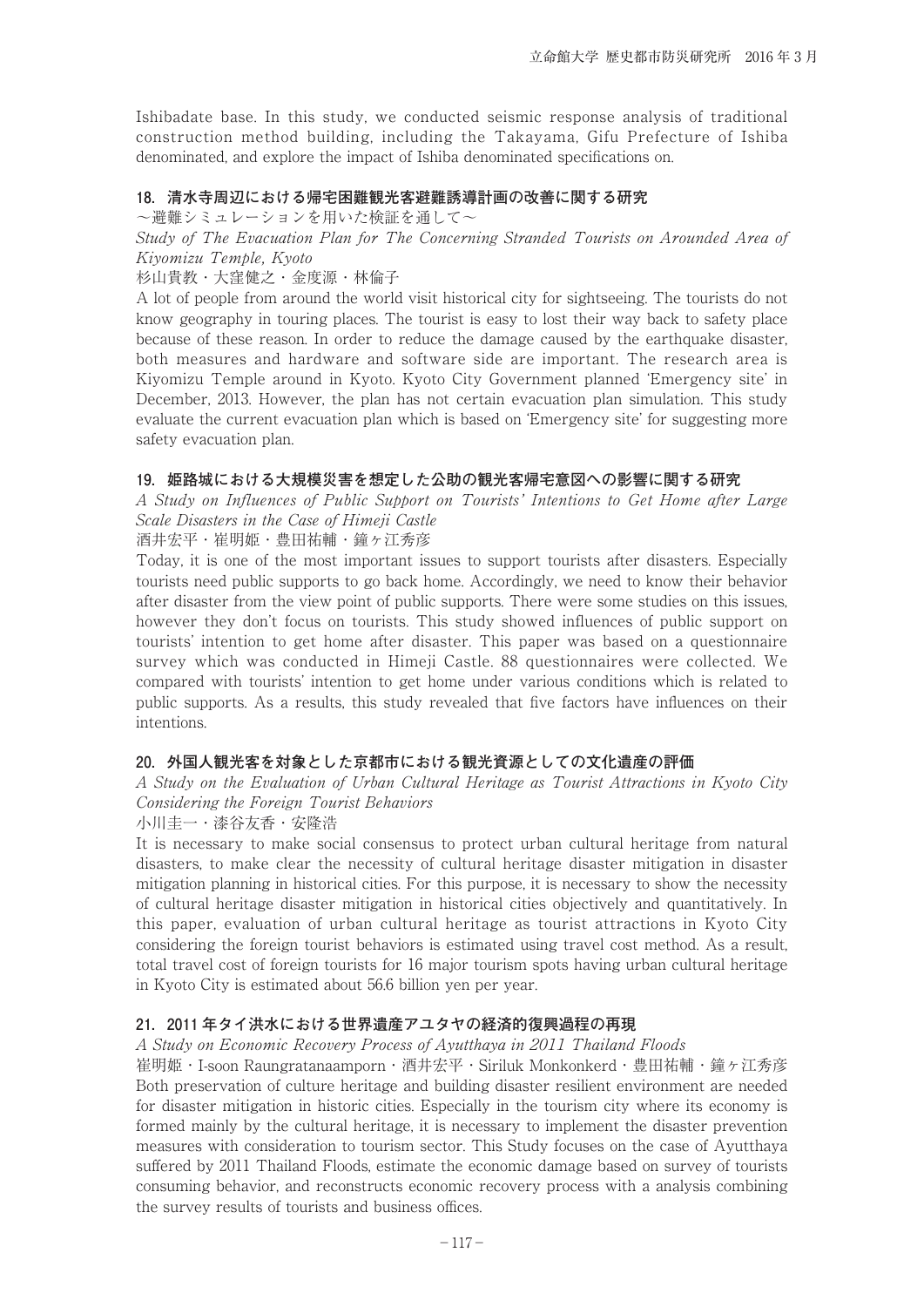Ishibadate base. In this study, we conducted seismic response analysis of traditional construction method building, including the Takayama, Gifu Prefecture of Ishiba denominated, and explore the impact of Ishiba denominated specifications on.

### 18. 清水寺周辺における帰宅困難観光客避難誘導計画の改善に関する研究

～避難シミュレーションを用いた検証を通して～

*Study of The Evacuation Plan for The Concerning Stranded Tourists on Arounded Area of Kiyomizu Temple, Kyoto*

杉山貴教・大窪健之・金度源・林倫子

A lot of people from around the world visit historical city for sightseeing. The tourists do not know geography in touring places. The tourist is easy to lost their way back to safety place because of these reason. In order to reduce the damage caused by the earthquake disaster, both measures and hardware and software side are important. The research area is Kiyomizu Temple around in Kyoto. Kyoto City Government planned 'Emergency site' in December, 2013. However, the plan has not certain evacuation plan simulation. This study evaluate the current evacuation plan which is based on 'Emergency site' for suggesting more safety evacuation plan.

### 19. 姫路城における大規模災害を想定した公助の観光客帰宅意図への影響に関する研究

*A Study on Influences of Public Support on Tourists' Intentions to Get Home after Large Scale Disasters in the Case of Himeji Castle*

酒井宏平・崔明姫・豊田祐輔・鐘ヶ江秀彦

Today, it is one of the most important issues to support tourists after disasters. Especially tourists need public supports to go back home. Accordingly, we need to know their behavior after disaster from the view point of public supports. There were some studies on this issues, however they don't focus on tourists. This study showed influences of public support on tourists' intention to get home after disaster. This paper was based on a questionnaire survey which was conducted in Himeji Castle. 88 questionnaires were collected. We compared with tourists' intention to get home under various conditions which is related to public supports. As a results, this study revealed that five factors have influences on their intentions.

### 20. 外国人観光客を対象とした京都市における観光資源としての文化遺産の評価

*A Study on the Evaluation of Urban Cultural Heritage as Tourist Attractions in Kyoto City Considering the Foreign Tourist Behaviors*

小川圭一・漆谷友香・安隆浩

It is necessary to make social consensus to protect urban cultural heritage from natural disasters, to make clear the necessity of cultural heritage disaster mitigation in disaster mitigation planning in historical cities. For this purpose, it is necessary to show the necessity of cultural heritage disaster mitigation in historical cities objectively and quantitatively. In this paper, evaluation of urban cultural heritage as tourist attractions in Kyoto City considering the foreign tourist behaviors is estimated using travel cost method. As a result, total travel cost of foreign tourists for 16 major tourism spots having urban cultural heritage in Kyoto City is estimated about 56.6 billion yen per year.

### 21. 2011 年タイ洪水における世界遺産アユタヤの経済的復興過程の再現

*A Study on Economic Recovery Process of Ayutthaya in 2011 Thailand Floods*

崔明姫・I-soon Raungratanaamporn・酒井宏平・Siriluk Monkonkerd・豊田祐輔・鐘ヶ江秀彦

Both preservation of culture heritage and building disaster resilient environment are needed for disaster mitigation in historic cities. Especially in the tourism city where its economy is formed mainly by the cultural heritage, it is necessary to implement the disaster prevention measures with consideration to tourism sector. This Study focuses on the case of Ayutthaya suffered by 2011 Thailand Floods, estimate the economic damage based on survey of tourists consuming behavior, and reconstructs economic recovery process with a analysis combining the survey results of tourists and business offices.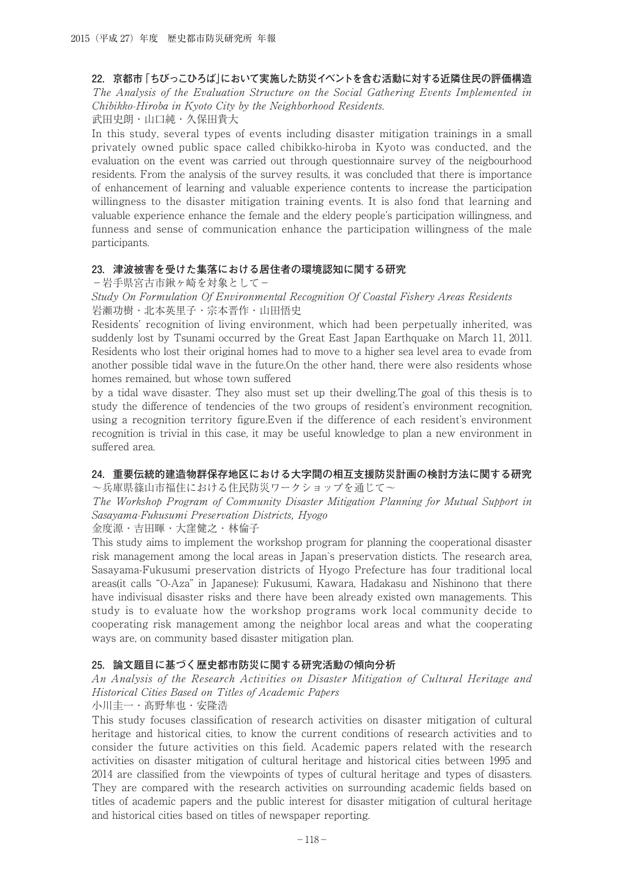### 22. 京都市「ちびっこひろば」において実施した防災イベントを含む活動に対する近隣住民の評価構造

*The Analysis of the Evaluation Structure on the Social Gathering Events Implemented in Chibikko-Hiroba in Kyoto City by the Neighborhood Residents.*

武田史朗・山口純・久保田貴大

In this study, several types of events including disaster mitigation trainings in a small privately owned public space called chibikko-hiroba in Kyoto was conducted, and the evaluation on the event was carried out through questionnaire survey of the neigbourhood residents. From the analysis of the survey results, it was concluded that there is importance of enhancement of learning and valuable experience contents to increase the participation willingness to the disaster mitigation training events. It is also fond that learning and valuable experience enhance the female and the eldery people's participation willingness, and funness and sense of communication enhance the participation willingness of the male participants.

### 23. 津波被害を受けた集落における居住者の環境認知に関する研究

－岩手県宮古市鍬ヶ崎を対象として－

*Study On Formulation Of Environmental Recognition Of Coastal Fishery Areas Residents*

岩瀬功樹・北本英里子・宗本晋作・山田悟史

Residents' recognition of living environment, which had been perpetually inherited, was suddenly lost by Tsunami occurred by the Great East Japan Earthquake on March 11, 2011. Residents who lost their original homes had to move to a higher sea level area to evade from another possible tidal wave in the future.On the other hand, there were also residents whose homes remained, but whose town suffered by a tidal wave disaster. They also must set up their dwelling.The goal of this thesis is to study the difference of tendencies of the two groups of resident's environment recognition, using a recognition territory figure.Even if the difference of each resident's environment recognition is trivial in this case, it may be useful knowledge to plan a new environment in suffered area.

### 24. 重要伝統的建造物群保存地区における大字間の相互支援防災計画の検討方法に関する研究

～兵庫県篠山市福住における住民防災ワークショップを通じて～

*The Workshop Program of Community Disaster Mitigation Planning for Mutual Support in Sasayama-Fukusumi Preservation Districts, Hyogo*

金度源・吉田暉・大窪健之・林倫子

This study aims to implement the workshop program for planning the cooperational disaster risk management among the local areas in Japan`s preservation disticts. The research area, Sasayama-Fukusumi preservation districts of Hyogo Prefecture has four traditional local areas(it calls "O-Aza" in Japanese): Fukusumi, Kawara, Hadakasu and Nishinono that there have indivisual disaster risks and there have been already existed own managements. This study is to evaluate how the workshop programs work local community decide to cooperating risk management among the neighbor local areas and what the cooperating ways are, on community based disaster mitigation plan.

### 25. 論文題目に基づく歴史都市防災に関する研究活動の傾向分析

*An Analysis of the Research Activities on Disaster Mitigation of Cultural Heritage and Historical Cities Based on Titles of Academic Papers*

小川圭一・髙野隼也・安隆浩

This study focuses classification of research activities on disaster mitigation of cultural heritage and historical cities, to know the current conditions of research activities and to consider the future activities on this field. Academic papers related with the research activities on disaster mitigation of cultural heritage and historical cities between 1995 and 2014 are classified from the viewpoints of types of cultural heritage and types of disasters. They are compared with the research activities on surrounding academic fields based on titles of academic papers and the public interest for disaster mitigation of cultural heritage and historical cities based on titles of newspaper reporting.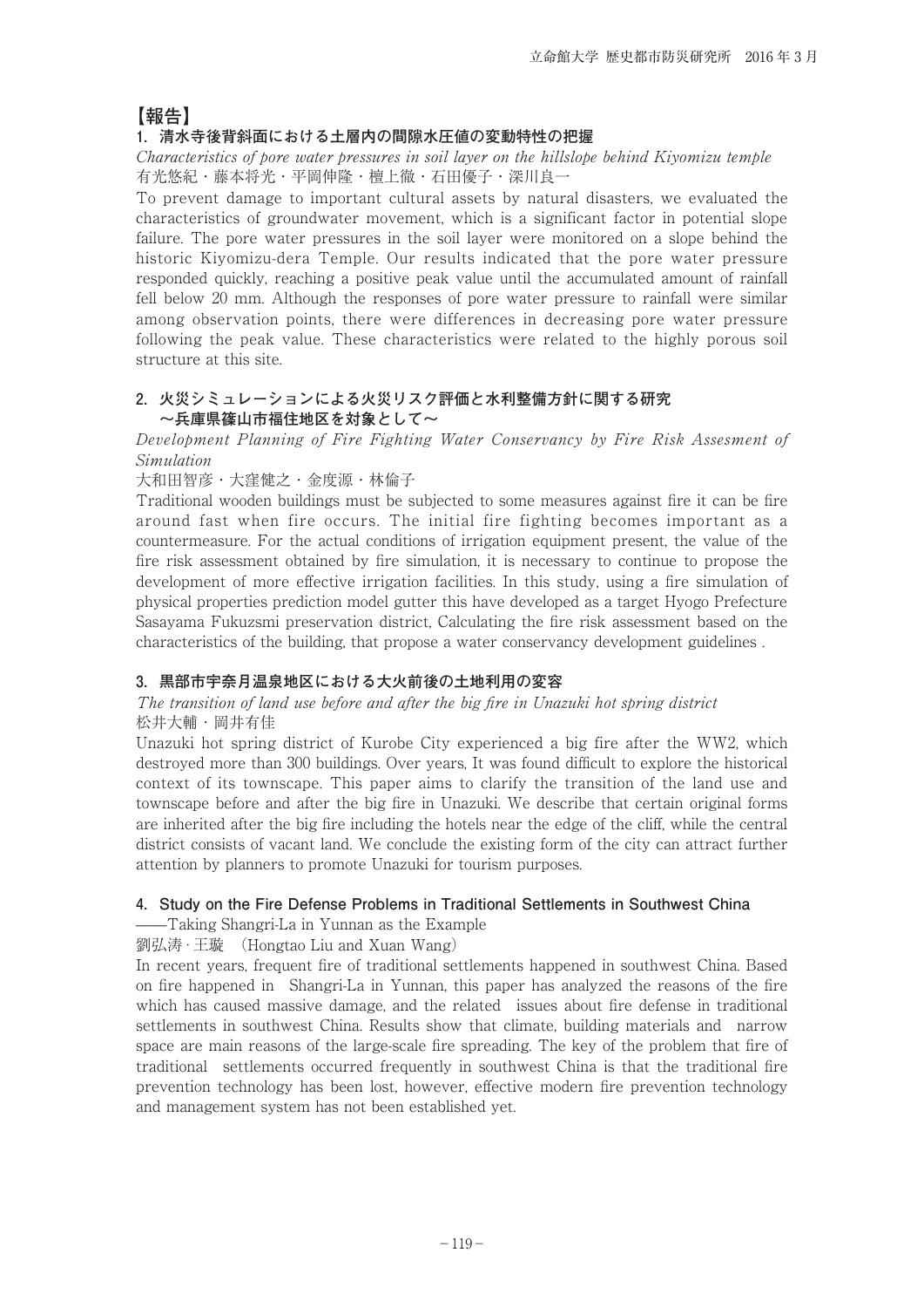# 【報告】

## 1. 清水寺後背斜面における土層内の間隙水圧値の変動特性の把握

*Characteristics of pore water pressures in soil layer on the hillslope behind Kiyomizu temple*

有光悠紀・藤本将光・平岡伸隆・檀上徹・石田優子・深川良一

To prevent damage to important cultural assets by natural disasters, we evaluated the characteristics of groundwater movement, which is a significant factor in potential slope failure. The pore water pressures in the soil layer were monitored on a slope behind the historic Kiyomizu-dera Temple. Our results indicated that the pore water pressure responded quickly, reaching a positive peak value until the accumulated amount of rainfall fell below 20 mm. Although the responses of pore water pressure to rainfall were similar among observation points, there were differences in decreasing pore water pressure following the peak value. These characteristics were related to the highly porous soil structure at this site.

## 2. 火災シミュレーションによる火災リスク評価と水利整備方針に関する研究 ～兵庫県篠山市福住地区を対象として～

*Development Planning of Fire Fighting Water Conservancy by Fire Risk Assesment of Simulation*

大和田智彦・大窪健之・金度源・林倫子

Traditional wooden buildings must be subjected to some measures against fire it can be fire around fast when fire occurs. The initial fire fighting becomes important as a countermeasure. For the actual conditions of irrigation equipment present, the value of the fire risk assessment obtained by fire simulation, it is necessary to continue to propose the development of more effective irrigation facilities. In this study, using a fire simulation of physical properties prediction model gutter this have developed as a target Hyogo Prefecture Sasayama Fukuzsmi preservation district, Calculating the fire risk assessment based on the characteristics of the building, that propose a water conservancy development guidelines .

## 3. 黒部市宇奈月温泉地区における大火前後の土地利用の変容

*The transition of land use before and after the big fire in Unazuki hot spring district*

松井大輔・岡井有佳

Unazuki hot spring district of Kurobe City experienced a big fire after the WW2, which destroyed more than 300 buildings. Over years, It was found difficult to explore the historical context of its townscape. This paper aims to clarify the transition of the land use and townscape before and after the big fire in Unazuki. We describe that certain original forms are inherited after the big fire including the hotels near the edge of the cliff, while the central district consists of vacant land. We conclude the existing form of the city can attract further attention by planners to promote Unazuki for tourism purposes.

## 4. Study on the Fire Defense Problems in Traditional Settlements in Southwest China

——Taking Shangri-La in Yunnan as the Example

劉弘涛 · 王璇 (Hongtao Liu and Xuan Wang)

In recent years, frequent fire of traditional settlements happened in southwest China. Based on fire happened in Shangri-La in Yunnan, this paper has analyzed the reasons of the fire which has caused massive damage, and the related issues about fire defense in traditional settlements in southwest China. Results show that climate, building materials and narrow space are main reasons of the large-scale fire spreading. The key of the problem that fire of traditional settlements occurred frequently in southwest China is that the traditional fire prevention technology has been lost, however, effective modern fire prevention technology and management system has not been established yet.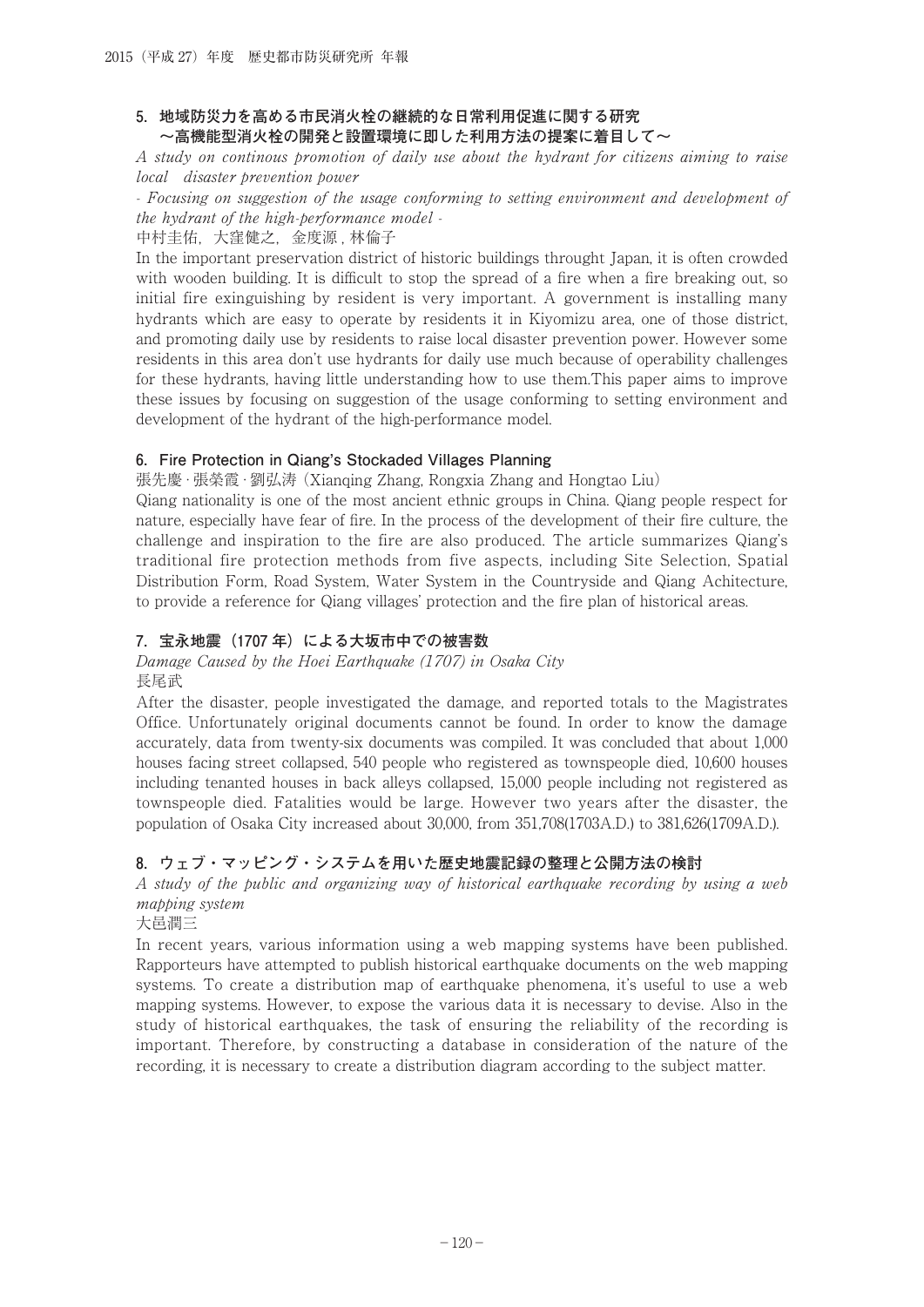### 5. 地域防災力を高める市民消火栓の継続的な日常利用促進に関する研究
### ～高機能型消火栓の開発と設置環境に即した利用方法の提案に着目して～

*A study on continous promotion of daily use about the hydrant for citizens aiming to raise local　disaster prevention power*

*- Focusing on suggestion of the usage conforming to setting environment and development of the hydrant of the high-performance model -*

中村圭佑，大窪健之，金度源，林倫子

In the important preservation district of historic buildings throught Japan, it is often crowded with wooden building. It is difficult to stop the spread of a fire when a fire breaking out, so initial fire exinguishing by resident is very important. A government is installing many hydrants which are easy to operate by residents it in Kiyomizu area, one of those district, and promoting daily use by residents to raise local disaster prevention power. However some residents in this area don't use hydrants for daily use much because of operability challenges for these hydrants, having little understanding how to use them.This paper aims to improve these issues by focusing on suggestion of the usage conforming to setting environment and development of the hydrant of the high-performance model.

### 6. Fire Protection in Qiang's Stockaded Villages Planning

張先慶・張榮霞・劉弘涛（Xianqing Zhang, Rongxia Zhang and Hongtao Liu）

Qiang nationality is one of the most ancient ethnic groups in China. Qiang people respect for nature, especially have fear of fire. In the process of the development of their fire culture, the challenge and inspiration to the fire are also produced. The article summarizes Qiang's traditional fire protection methods from five aspects, including Site Selection, Spatial Distribution Form, Road System, Water System in the Countryside and Qiang Achitecture, to provide a reference for Qiang villages' protection and the fire plan of historical areas.

### 7. 宝永地震（1707 年）による大坂市中での被害数

*Damage Caused by the Hoei Earthquake (1707) in Osaka City*

長尾武

After the disaster, people investigated the damage, and reported totals to the Magistrates Office. Unfortunately original documents cannot be found. In order to know the damage accurately, data from twenty-six documents was compiled. It was concluded that about 1,000 houses facing street collapsed, 540 people who registered as townspeople died, 10,600 houses including tenanted houses in back alleys collapsed, 15,000 people including not registered as townspeople died. Fatalities would be large. However two years after the disaster, the population of Osaka City increased about 30,000, from 351,708(1703A.D.) to 381,626(1709A.D.).

### 8. ウェブ・マッピング・システムを用いた歴史地震記録の整理と公開方法の検討

*A study of the public and organizing way of historical earthquake recording by using a web mapping system*

大邑潤三

In recent years, various information using a web mapping systems have been published. Rapporteurs have attempted to publish historical earthquake documents on the web mapping systems. To create a distribution map of earthquake phenomena, it's useful to use a web mapping systems. However, to expose the various data it is necessary to devise. Also in the study of historical earthquakes, the task of ensuring the reliability of the recording is important. Therefore, by constructing a database in consideration of the nature of the recording, it is necessary to create a distribution diagram according to the subject matter.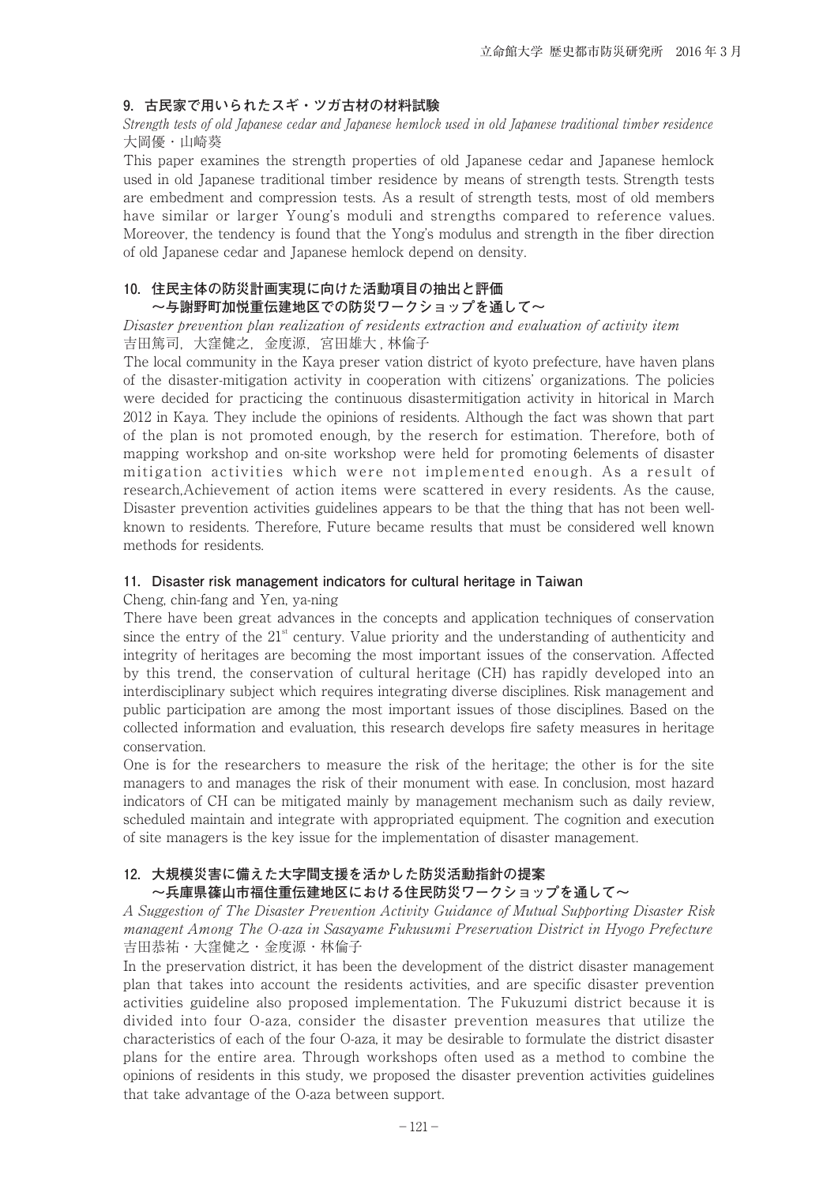### 9. 古民家で用いられたスギ・ツガ古材の材料試験

*Strength tests of old Japanese cedar and Japanese hemlock used in old Japanese traditional timber residence*

大岡優・山崎葵

This paper examines the strength properties of old Japanese cedar and Japanese hemlock used in old Japanese traditional timber residence by means of strength tests. Strength tests are embedment and compression tests. As a result of strength tests, most of old members have similar or larger Young's moduli and strengths compared to reference values. Moreover, the tendency is found that the Yong's modulus and strength in the fiber direction of old Japanese cedar and Japanese hemlock depend on density.

### 10. 住民主体の防災計画実現に向けた活動項目の抽出と評価 ～与謝野町加悦重伝建地区での防災ワークショップを通して～

*Disaster prevention plan realization of residents extraction and evaluation of activity item*

吉田篤司，大窪健之，金度源，宮田雄大，林倫子

The local community in the Kaya preser vation district of kyoto prefecture, have haven plans of the disaster-mitigation activity in cooperation with citizens' organizations. The policies were decided for practicing the continuous disastermitigation activity in hitorical in March 2012 in Kaya. They include the opinions of residents. Although the fact was shown that part of the plan is not promoted enough, by the reserch for estimation. Therefore, both of mapping workshop and on-site workshop were held for promoting 6elements of disaster mitigation activities which were not implemented enough. As a result of research,Achievement of action items were scattered in every residents. As the cause, Disaster prevention activities guidelines appears to be that the thing that has not been well-known to residents. Therefore, Future became results that must be considered well known methods for residents.

### 11. Disaster risk management indicators for cultural heritage in Taiwan

Cheng, chin-fang and Yen, ya-ning

There have been great advances in the concepts and application techniques of conservation since the entry of the 21st century. Value priority and the understanding of authenticity and integrity of heritages are becoming the most important issues of the conservation. Affected by this trend, the conservation of cultural heritage (CH) has rapidly developed into an interdisciplinary subject which requires integrating diverse disciplines. Risk management and public participation are among the most important issues of those disciplines. Based on the collected information and evaluation, this research develops fire safety measures in heritage conservation.

One is for the researchers to measure the risk of the heritage; the other is for the site managers to and manages the risk of their monument with ease. In conclusion, most hazard indicators of CH can be mitigated mainly by management mechanism such as daily review, scheduled maintain and integrate with appropriated equipment. The cognition and execution of site managers is the key issue for the implementation of disaster management.

### 12. 大規模災害に備えた大字間支援を活かした防災活動指針の提案 ～兵庫県篠山市福住重伝建地区における住民防災ワークショップを通して～

*A Suggestion of The Disaster Prevention Activity Guidance of Mutual Supporting Disaster Risk managent Among The O-aza in Sasayame Fukusumi Preservation District in Hyogo Prefecture*

吉田恭祐・大窪健之・金度源・林倫子

In the preservation district, it has been the development of the district disaster management plan that takes into account the residents activities, and are specific disaster prevention activities guideline also proposed implementation. The Fukuzumi district because it is divided into four O-aza, consider the disaster prevention measures that utilize the characteristics of each of the four O-aza, it may be desirable to formulate the district disaster plans for the entire area. Through workshops often used as a method to combine the opinions of residents in this study, we proposed the disaster prevention activities guidelines that take advantage of the O-aza between support.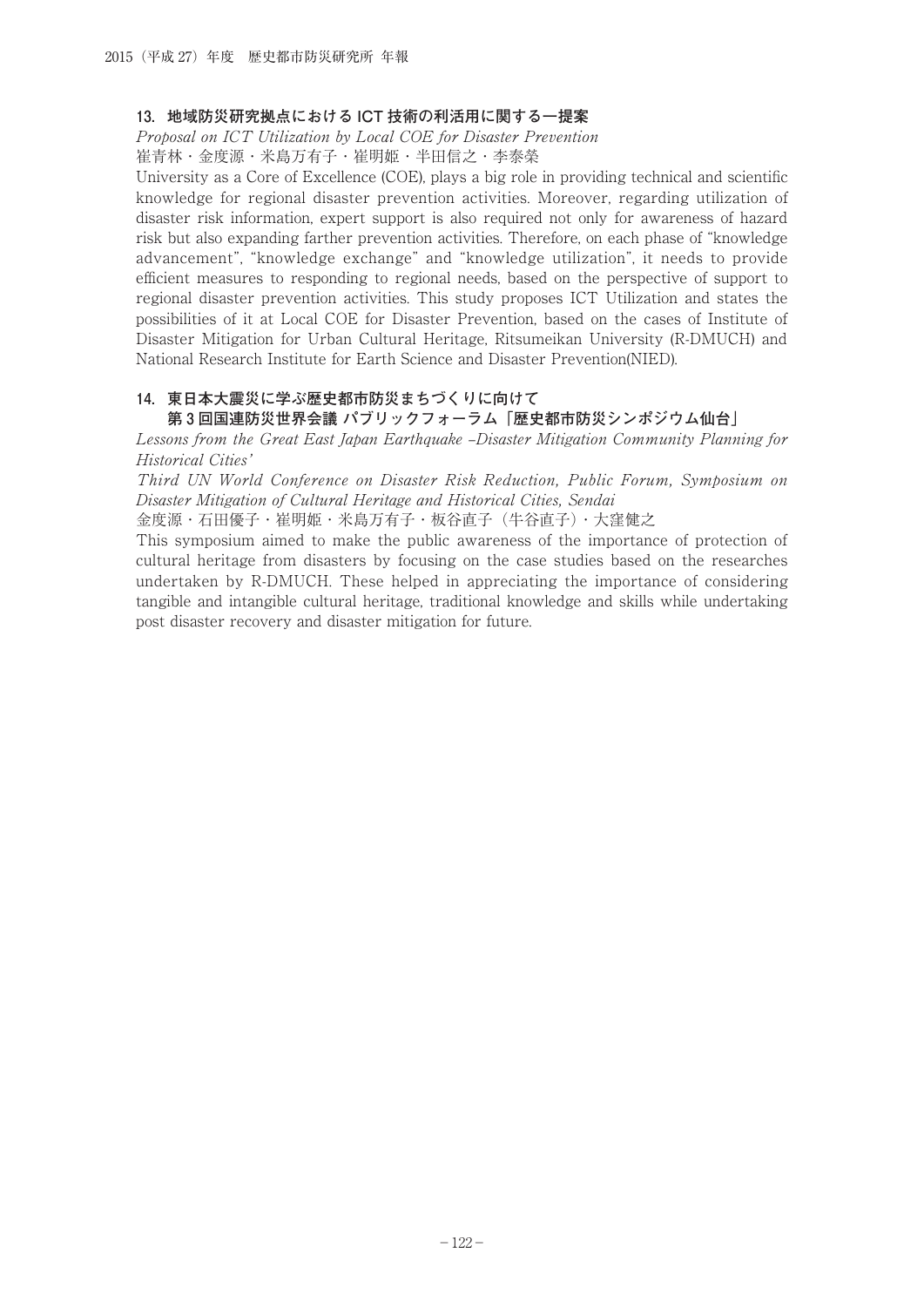### 13. 地域防災研究拠点における ICT 技術の利活用に関する一提案

*Proposal on ICT Utilization by Local COE for Disaster Prevention*

崔青林・金度源・米島万有子・崔明姫・半田信之・李泰榮

University as a Core of Excellence (COE), plays a big role in providing technical and scientific knowledge for regional disaster prevention activities. Moreover, regarding utilization of disaster risk information, expert support is also required not only for awareness of hazard risk but also expanding farther prevention activities. Therefore, on each phase of "knowledge advancement", "knowledge exchange" and "knowledge utilization", it needs to provide efficient measures to responding to regional needs, based on the perspective of support to regional disaster prevention activities. This study proposes ICT Utilization and states the possibilities of it at Local COE for Disaster Prevention, based on the cases of Institute of Disaster Mitigation for Urban Cultural Heritage, Ritsumeikan University (R-DMUCH) and National Research Institute for Earth Science and Disaster Prevention(NIED).

### 14. 東日本大震災に学ぶ歴史都市防災まちづくりに向けて 第 3 回国連防災世界会議 パブリックフォーラム「歴史都市防災シンポジウム仙台」

*Lessons from the Great East Japan Earthquake –Disaster Mitigation Community Planning for Historical Cities'*

*Third UN World Conference on Disaster Risk Reduction, Public Forum, Symposium on Disaster Mitigation of Cultural Heritage and Historical Cities, Sendai*

金度源・石田優子・崔明姫・米島万有子・板谷直子（牛谷直子）・大窪健之

This symposium aimed to make the public awareness of the importance of protection of cultural heritage from disasters by focusing on the case studies based on the researches undertaken by R-DMUCH. These helped in appreciating the importance of considering tangible and intangible cultural heritage, traditional knowledge and skills while undertaking post disaster recovery and disaster mitigation for future.